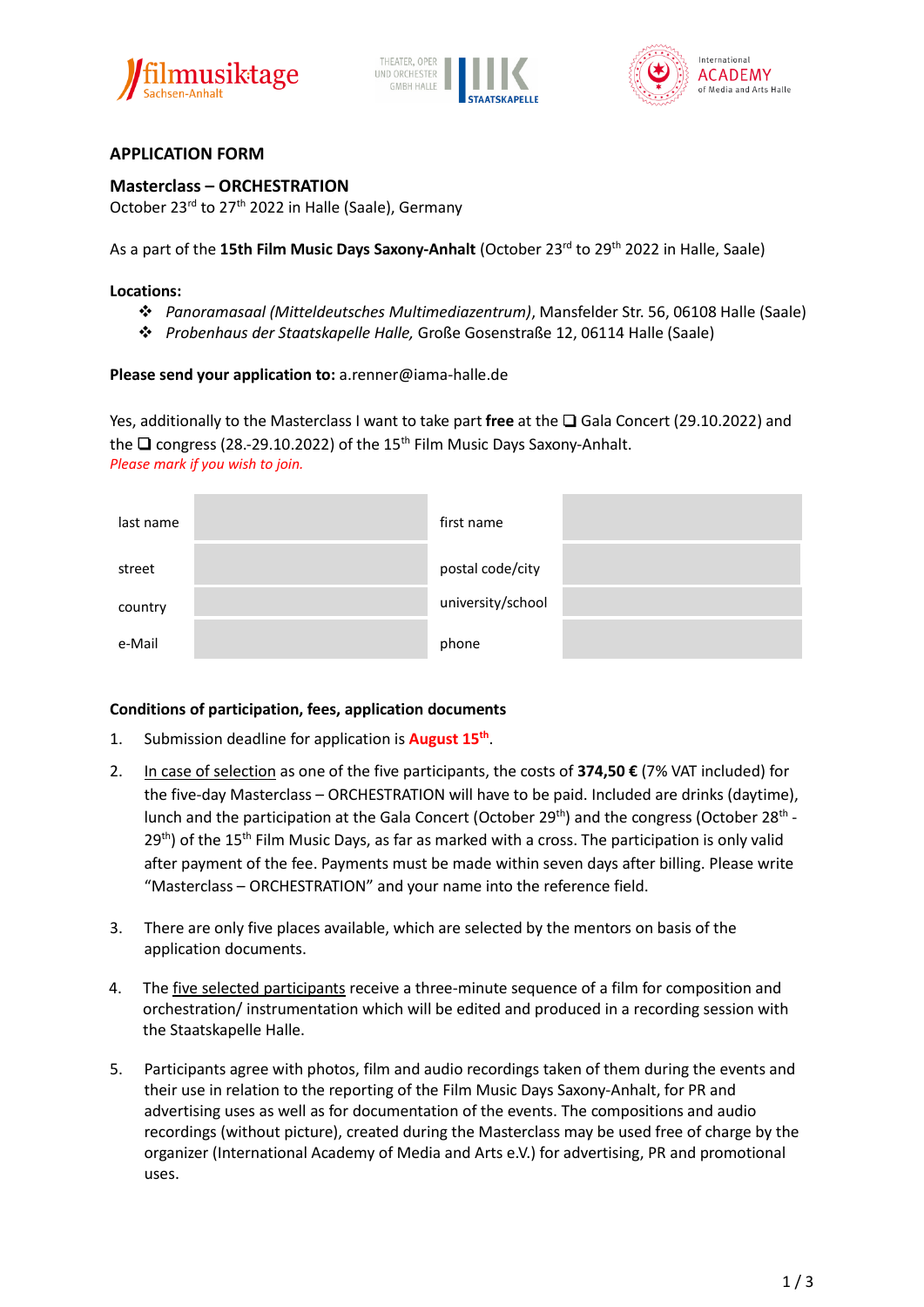## APPLICATION FORM

### Masterclass – ORCHESTRATION

October 23rd to 27th 2022 in Halle (Saale), Germany

As a part of the **15th Film Music Days Saxony-Anhalt** (October 23rd to 29th 2022 in Halle, Saale)

**Locations:**

- *Panoramasaal (Mitteldeutsches Multimediazentrum)*, Mansfelder Str. 56, 06108 Halle (Saale)
- *Probenhaus der Staatskapelle Halle,* Große Gosenstraße 12, 06114 Halle (Saale)

**Please send your application to:** a.renner@iama-halle.de

Yes, additionally to the Masterclass I want to take part **free** at the ❑ Gala Concert (29.10.2022) and the ❑ congress (28.-29.10.2022) of the 15th Film Music Days Saxony-Anhalt.
*Please mark if you wish to join.*

| last name | | first name | |
|---|---|---|---|
| street | | postal code/city | |
| country | | university/school | |
| e-Mail | | phone | |

**Conditions of participation, fees, application documents**

1. Submission deadline for application is **August 15th**.
2. In case of selection as one of the five participants, the costs of **374,50 €** (7% VAT included) for the five-day Masterclass – ORCHESTRATION will have to be paid. Included are drinks (daytime), lunch and the participation at the Gala Concert (October 29th) and the congress (October 28th - 29th) of the 15th Film Music Days, as far as marked with a cross. The participation is only valid after payment of the fee. Payments must be made within seven days after billing. Please write "Masterclass – ORCHESTRATION" and your name into the reference field.
3. There are only five places available, which are selected by the mentors on basis of the application documents.
4. The five selected participants receive a three-minute sequence of a film for composition and orchestration/ instrumentation which will be edited and produced in a recording session with the Staatskapelle Halle.
5. Participants agree with photos, film and audio recordings taken of them during the events and their use in relation to the reporting of the Film Music Days Saxony-Anhalt, for PR and advertising uses as well as for documentation of the events. The compositions and audio recordings (without picture), created during the Masterclass may be used free of charge by the organizer (International Academy of Media and Arts e.V.) for advertising, PR and promotional uses.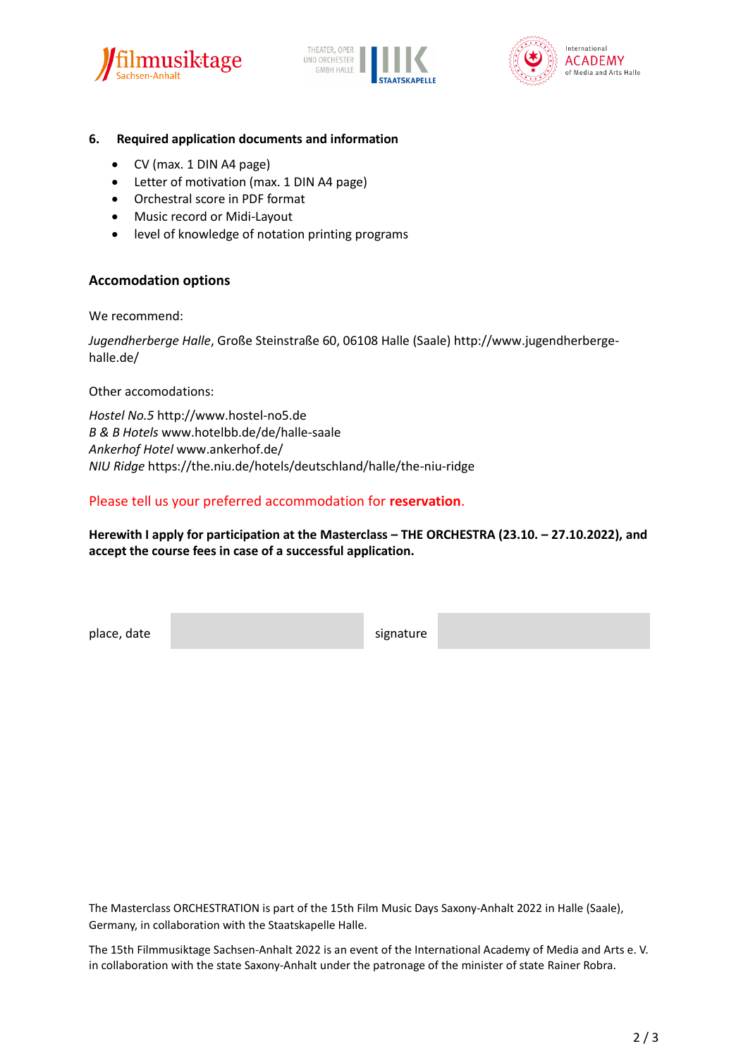## 6. Required application documents and information

- CV (max. 1 DIN A4 page)
- Letter of motivation (max. 1 DIN A4 page)
- Orchestral score in PDF format
- Music record or Midi-Layout
- level of knowledge of notation printing programs

## Accomodation options

We recommend:

*Jugendherberge Halle*, Große Steinstraße 60, 06108 Halle (Saale) http://www.jugendherberge-halle.de/

Other accomodations:

*Hostel No.5* http://www.hostel-no5.de
*B & B Hotels* www.hotelbb.de/de/halle-saale
*Ankerhof Hotel* www.ankerhof.de/
*NIU Ridge* https://the.niu.de/hotels/deutschland/halle/the-niu-ridge

Please tell us your preferred accommodation for **reservation**.

**Herewith I apply for participation at the Masterclass – THE ORCHESTRA (23.10. – 27.10.2022), and accept the course fees in case of a successful application.**

| place, date | | signature | |
|---|---|---|---|

The Masterclass ORCHESTRATION is part of the 15th Film Music Days Saxony-Anhalt 2022 in Halle (Saale), Germany, in collaboration with the Staatskapelle Halle.

The 15th Filmmusiktage Sachsen-Anhalt 2022 is an event of the International Academy of Media and Arts e. V. in collaboration with the state Saxony-Anhalt under the patronage of the minister of state Rainer Robra.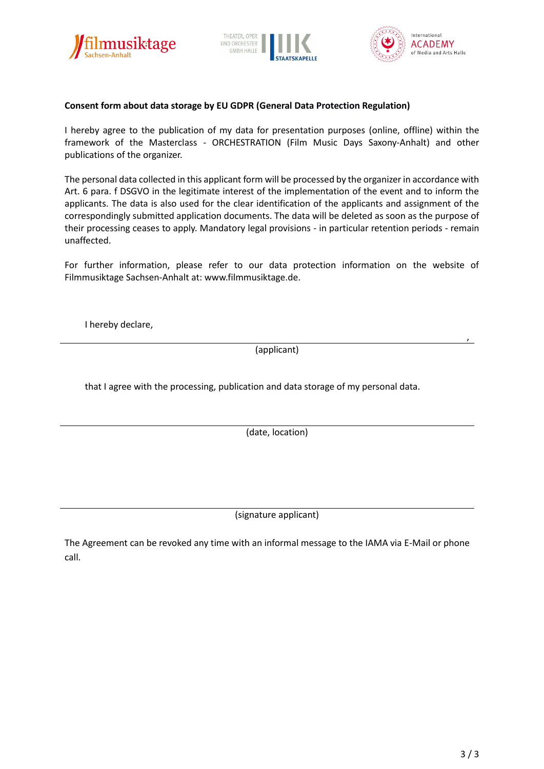**Consent form about data storage by EU GDPR (General Data Protection Regulation)**

I hereby agree to the publication of my data for presentation purposes (online, offline) within the framework of the Masterclass - ORCHESTRATION (Film Music Days Saxony-Anhalt) and other publications of the organizer.

The personal data collected in this applicant form will be processed by the organizer in accordance with Art. 6 para. f DSGVO in the legitimate interest of the implementation of the event and to inform the applicants. The data is also used for the clear identification of the applicants and assignment of the correspondingly submitted application documents. The data will be deleted as soon as the purpose of their processing ceases to apply. Mandatory legal provisions - in particular retention periods - remain unaffected.

For further information, please refer to our data protection information on the website of Filmmusiktage Sachsen-Anhalt at: www.filmmusiktage.de.

I hereby declare,

\_\_\_\_\_\_\_\_\_\_\_\_\_\_\_\_\_\_\_\_\_\_\_\_\_\_\_\_\_\_\_\_\_\_\_\_\_\_\_\_,

(applicant)

that I agree with the processing, publication and data storage of my personal data.

\_\_\_\_\_\_\_\_\_\_\_\_\_\_\_\_\_\_\_\_\_\_\_\_\_\_\_\_\_\_\_\_\_\_\_\_\_\_\_\_

(date, location)

\_\_\_\_\_\_\_\_\_\_\_\_\_\_\_\_\_\_\_\_\_\_\_\_\_\_\_\_\_\_\_\_\_\_\_\_\_\_\_\_

(signature applicant)

The Agreement can be revoked any time with an informal message to the IAMA via E-Mail or phone call.